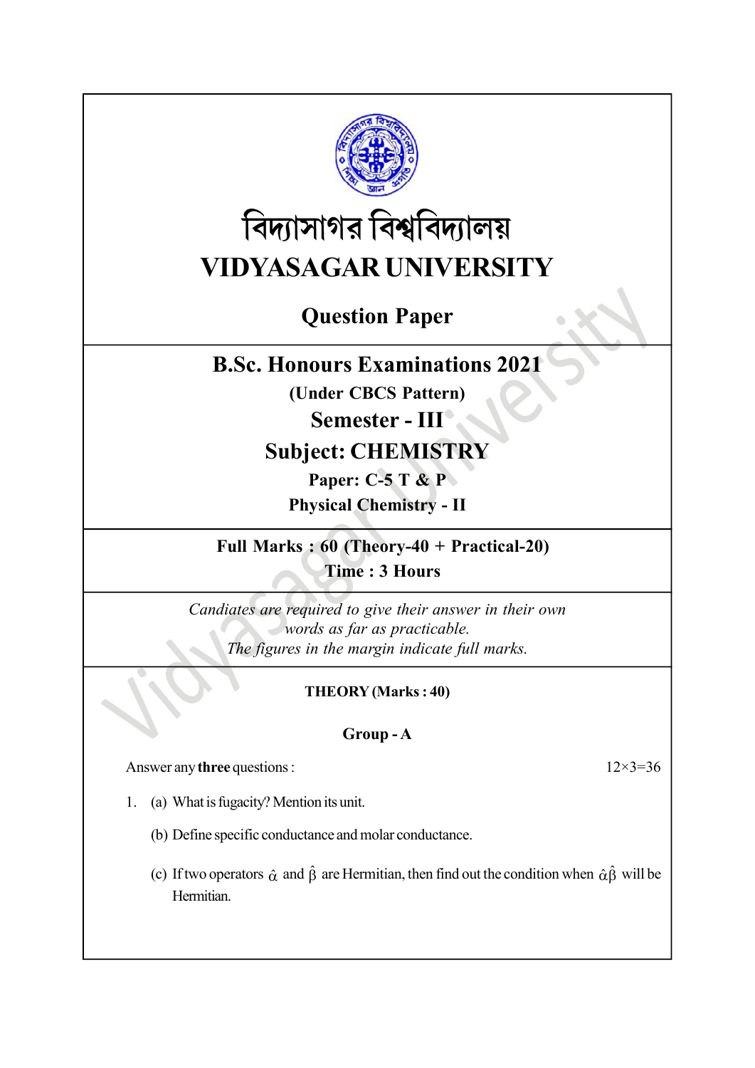# বিদ্যাসাগর বিশ্ববিদ্যালয়
# VIDYASAGAR UNIVERSITY

## Question Paper

**B.Sc. Honours Examinations 2021**

**(Under CBCS Pattern)**

**Semester - III**

**Subject: CHEMISTRY**

**Paper: C-5 T & P**

**Physical Chemistry - II**

**Full Marks : 60 (Theory-40 + Practical-20)**

**Time : 3 Hours**

*Candiates are required to give their answer in their own words as far as practicable.*
*The figures in the margin indicate full marks.*

**THEORY (Marks : 40)**

**Group - A**

Answer any **three** questions : 12×3=36

1. (a) What is fugacity? Mention its unit.

   (b) Define specific conductance and molar conductance.

   (c) If two operators $\hat{\alpha}$ and $\hat{\beta}$ are Hermitian, then find out the condition when $\hat{\alpha}\hat{\beta}$ will be Hermitian.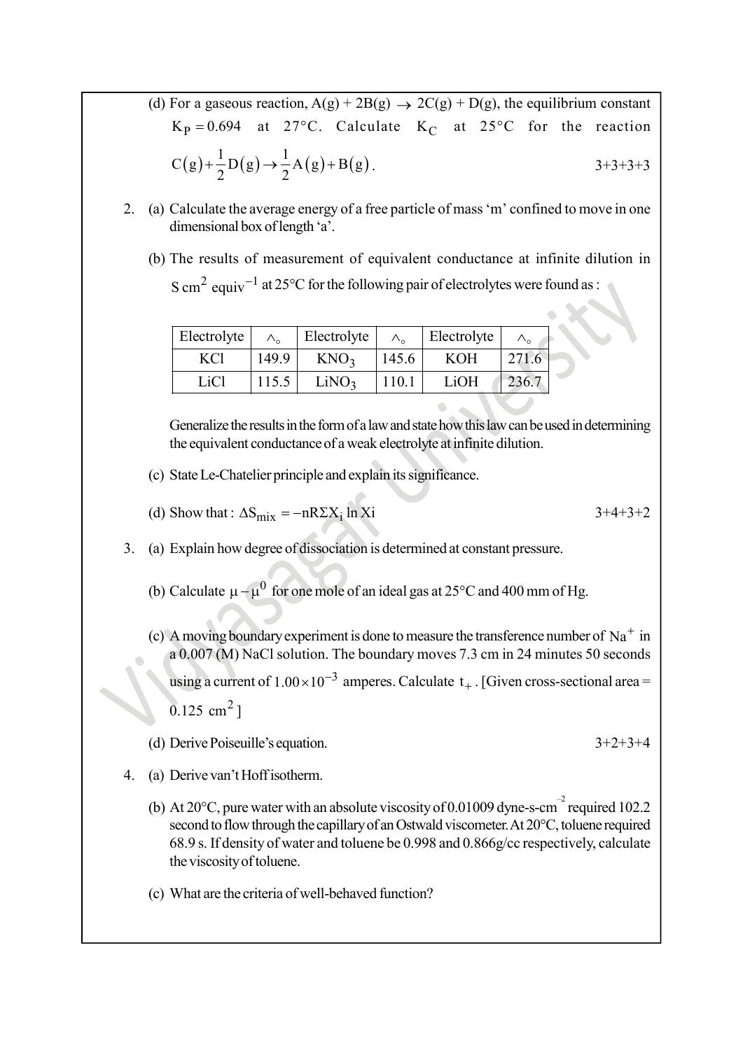(d) For a gaseous reaction, $A(g) + 2B(g) \rightarrow 2C(g) + D(g)$, the equilibrium constant $K_P = 0.694$ at 27°C. Calculate $K_C$ at 25°C for the reaction $C(g)+\frac{1}{2}D(g)\rightarrow\frac{1}{2}A(g)+B(g)$. 3+3+3+3

2. (a) Calculate the average energy of a free particle of mass 'm' confined to move in one dimensional box of length 'a'.

   (b) The results of measurement of equivalent conductance at infinite dilution in $S\ cm^2\ equiv^{-1}$ at 25°C for the following pair of electrolytes were found as :

| Electrolyte | $\wedge_\circ$ | Electrolyte | $\wedge_\circ$ | Electrolyte | $\wedge_\circ$ |
|---|---|---|---|---|---|
| KCl | 149.9 | $KNO_3$ | 145.6 | KOH | 271.6 |
| LiCl | 115.5 | $LiNO_3$ | 110.1 | LiOH | 236.7 |

   Generalize the results in the form of a law and state how this law can be used in determining the equivalent conductance of a weak electrolyte at infinite dilution.

   (c) State Le-Chatelier principle and explain its significance.

   (d) Show that : $\Delta S_{mix} = -nR\Sigma X_i \ln Xi$ 3+4+3+2

3. (a) Explain how degree of dissociation is determined at constant pressure.

   (b) Calculate $\mu - \mu^0$ for one mole of an ideal gas at 25°C and 400 mm of Hg.

   (c) A moving boundary experiment is done to measure the transference number of $Na^+$ in a 0.007 (M) NaCl solution. The boundary moves 7.3 cm in 24 minutes 50 seconds using a current of $1.00\times10^{-3}$ amperes. Calculate $t_+$. [Given cross-sectional area = $0.125\ cm^2$ ]

   (d) Derive Poiseuille's equation. 3+2+3+4

4. (a) Derive van't Hoff isotherm.

   (b) At 20°C, pure water with an absolute viscosity of 0.01009 dyne-s-$cm^{-2}$ required 102.2 second to flow through the capillary of an Ostwald viscometer. At 20°C, toluene required 68.9 s. If density of water and toluene be 0.998 and 0.866g/cc respectively, calculate the viscosity of toluene.

   (c) What are the criteria of well-behaved function?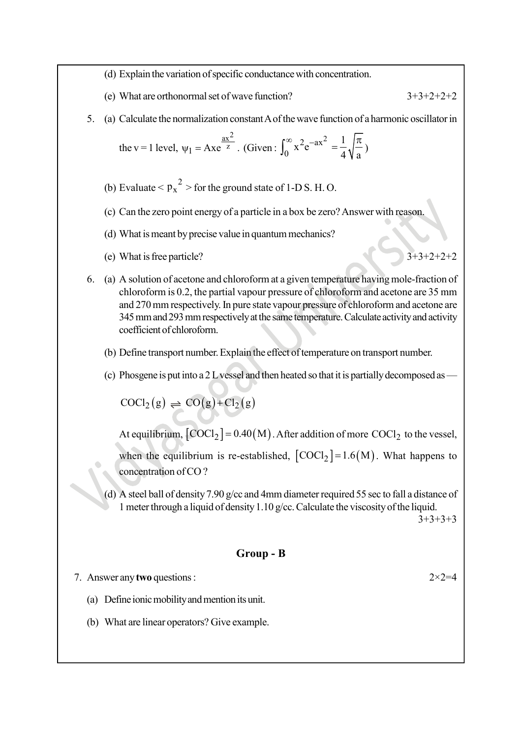(d) Explain the variation of specific conductance with concentration.

(e) What are orthonormal set of wave function? 3+3+2+2+2

5. (a) Calculate the normalization constant A of the wave function of a harmonic oscillator in the v = 1 level, $\psi_1 = Axe^{\frac{ax^2}{z}}$. (Given : $\int_0^\infty x^2 e^{-ax^2} = \frac{1}{4}\sqrt{\frac{\pi}{a}}$)

(b) Evaluate $< p_x{}^2 >$ for the ground state of 1-D S. H. O.

(c) Can the zero point energy of a particle in a box be zero? Answer with reason.

(d) What is meant by precise value in quantum mechanics?

(e) What is free particle? 3+3+2+2+2

6. (a) A solution of acetone and chloroform at a given temperature having mole-fraction of chloroform is 0.2, the partial vapour pressure of chloroform and acetone are 35 mm and 270 mm respectively. In pure state vapour pressure of chloroform and acetone are 345 mm and 293 mm respectively at the same temperature. Calculate activity and activity coefficient of chloroform.

(b) Define transport number. Explain the effect of temperature on transport number.

(c) Phosgene is put into a 2 L vessel and then heated so that it is partially decomposed as —

$$COCl_2(g) \rightleftharpoons CO(g) + Cl_2(g)$$

At equilibrium, $[COCl_2] = 0.40(M)$. After addition of more $COCl_2$ to the vessel, when the equilibrium is re-established, $[COCl_2] = 1.6(M)$. What happens to concentration of CO ?

(d) A steel ball of density 7.90 g/cc and 4mm diameter required 55 sec to fall a distance of 1 meter through a liquid of density 1.10 g/cc. Calculate the viscosity of the liquid. 3+3+3+3

## Group - B

7. Answer any **two** questions : 2×2=4

(a) Define ionic mobility and mention its unit.

(b) What are linear operators? Give example.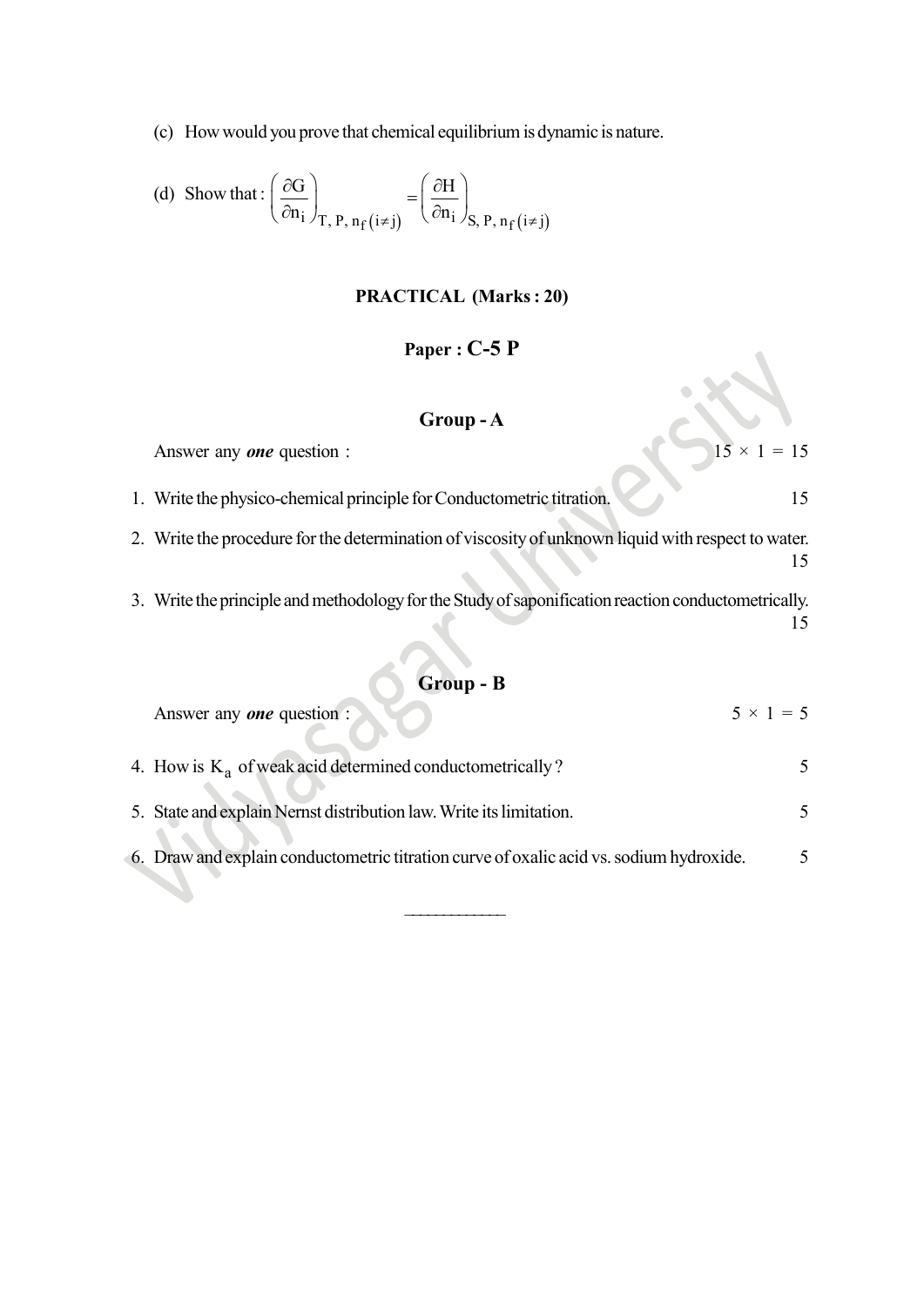(c) How would you prove that chemical equilibrium is dynamic is nature.

(d) Show that : $\left(\frac{\partial G}{\partial n_i}\right)_{T,\,P,\,n_f(i \neq j)} = \left(\frac{\partial H}{\partial n_i}\right)_{S,\,P,\,n_f(i \neq j)}$

**PRACTICAL (Marks : 20)**

**Paper : C-5 P**

## Group - A

Answer any ***one*** question : 15 × 1 = 15

1. Write the physico-chemical principle for Conductometric titration. 15

2. Write the procedure for the determination of viscosity of unknown liquid with respect to water. 15

3. Write the principle and methodology for the Study of saponification reaction conductometrically. 15

## Group - B

Answer any ***one*** question : 5 × 1 = 5

4. How is $K_a$ of weak acid determined conductometrically ? 5

5. State and explain Nernst distribution law. Write its limitation. 5

6. Draw and explain conductometric titration curve of oxalic acid vs. sodium hydroxide. 5

---